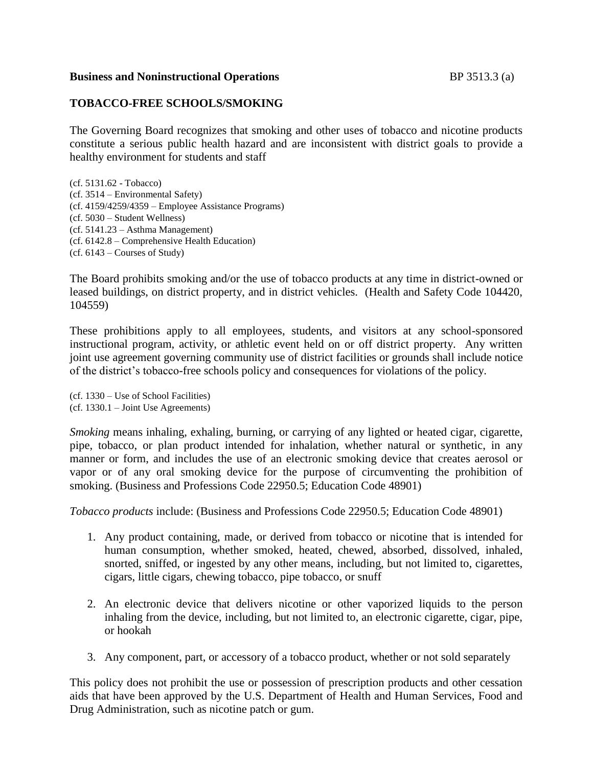**Business and Noninstructional Operations** BP 3513.3 (a)

## TOBACCO-FREE SCHOOLS/SMOKING

The Governing Board recognizes that smoking and other uses of tobacco and nicotine products constitute a serious public health hazard and are inconsistent with district goals to provide a healthy environment for students and staff

(cf. 5131.62 - Tobacco)
(cf. 3514 – Environmental Safety)
(cf. 4159/4259/4359 – Employee Assistance Programs)
(cf. 5030 – Student Wellness)
(cf. 5141.23 – Asthma Management)
(cf. 6142.8 – Comprehensive Health Education)
(cf. 6143 – Courses of Study)

The Board prohibits smoking and/or the use of tobacco products at any time in district-owned or leased buildings, on district property, and in district vehicles. (Health and Safety Code 104420, 104559)

These prohibitions apply to all employees, students, and visitors at any school-sponsored instructional program, activity, or athletic event held on or off district property. Any written joint use agreement governing community use of district facilities or grounds shall include notice of the district's tobacco-free schools policy and consequences for violations of the policy.

(cf. 1330 – Use of School Facilities)
(cf. 1330.1 – Joint Use Agreements)

*Smoking* means inhaling, exhaling, burning, or carrying of any lighted or heated cigar, cigarette, pipe, tobacco, or plan product intended for inhalation, whether natural or synthetic, in any manner or form, and includes the use of an electronic smoking device that creates aerosol or vapor or of any oral smoking device for the purpose of circumventing the prohibition of smoking. (Business and Professions Code 22950.5; Education Code 48901)

*Tobacco products* include: (Business and Professions Code 22950.5; Education Code 48901)

1. Any product containing, made, or derived from tobacco or nicotine that is intended for human consumption, whether smoked, heated, chewed, absorbed, dissolved, inhaled, snorted, sniffed, or ingested by any other means, including, but not limited to, cigarettes, cigars, little cigars, chewing tobacco, pipe tobacco, or snuff

2. An electronic device that delivers nicotine or other vaporized liquids to the person inhaling from the device, including, but not limited to, an electronic cigarette, cigar, pipe, or hookah

3. Any component, part, or accessory of a tobacco product, whether or not sold separately

This policy does not prohibit the use or possession of prescription products and other cessation aids that have been approved by the U.S. Department of Health and Human Services, Food and Drug Administration, such as nicotine patch or gum.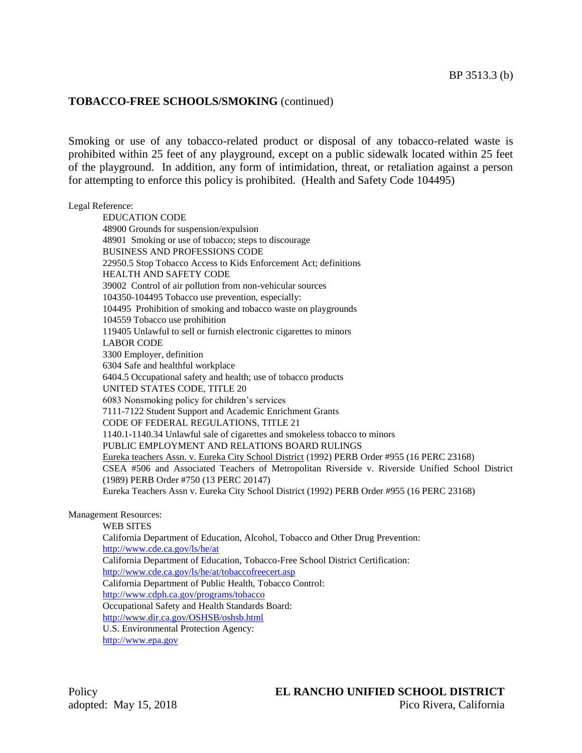**TOBACCO-FREE SCHOOLS/SMOKING** (continued)

Smoking or use of any tobacco-related product or disposal of any tobacco-related waste is prohibited within 25 feet of any playground, except on a public sidewalk located within 25 feet of the playground. In addition, any form of intimidation, threat, or retaliation against a person for attempting to enforce this policy is prohibited. (Health and Safety Code 104495)

Legal Reference:

EDUCATION CODE
48900 Grounds for suspension/expulsion
48901 Smoking or use of tobacco; steps to discourage
BUSINESS AND PROFESSIONS CODE
22950.5 Stop Tobacco Access to Kids Enforcement Act; definitions
HEALTH AND SAFETY CODE
39002 Control of air pollution from non-vehicular sources
104350-104495 Tobacco use prevention, especially:
104495 Prohibition of smoking and tobacco waste on playgrounds
104559 Tobacco use prohibition
119405 Unlawful to sell or furnish electronic cigarettes to minors
LABOR CODE
3300 Employer, definition
6304 Safe and healthful workplace
6404.5 Occupational safety and health; use of tobacco products
UNITED STATES CODE, TITLE 20
6083 Nonsmoking policy for children's services
7111-7122 Student Support and Academic Enrichment Grants
CODE OF FEDERAL REGULATIONS, TITLE 21
1140.1-1140.34 Unlawful sale of cigarettes and smokeless tobacco to minors
PUBLIC EMPLOYMENT AND RELATIONS BOARD RULINGS
Eureka teachers Assn. v. Eureka City School District (1992) PERB Order #955 (16 PERC 23168)
CSEA #506 and Associated Teachers of Metropolitan Riverside v. Riverside Unified School District (1989) PERB Order #750 (13 PERC 20147)
Eureka Teachers Assn v. Eureka City School District (1992) PERB Order #955 (16 PERC 23168)

Management Resources:

WEB SITES
California Department of Education, Alcohol, Tobacco and Other Drug Prevention:
http://www.cde.ca.gov/ls/he/at
California Department of Education, Tobacco-Free School District Certification:
http://www.cde.ca.gov/ls/he/at/tobaccofreecert.asp
California Department of Public Health, Tobacco Control:
http://www.cdph.ca.gov/programs/tobacco
Occupational Safety and Health Standards Board:
http://www.dir.ca.gov/OSHSB/oshsb.html
U.S. Environmental Protection Agency:
http://www.epa.gov

Policy adopted: May 15, 2018

**EL RANCHO UNIFIED SCHOOL DISTRICT**
Pico Rivera, California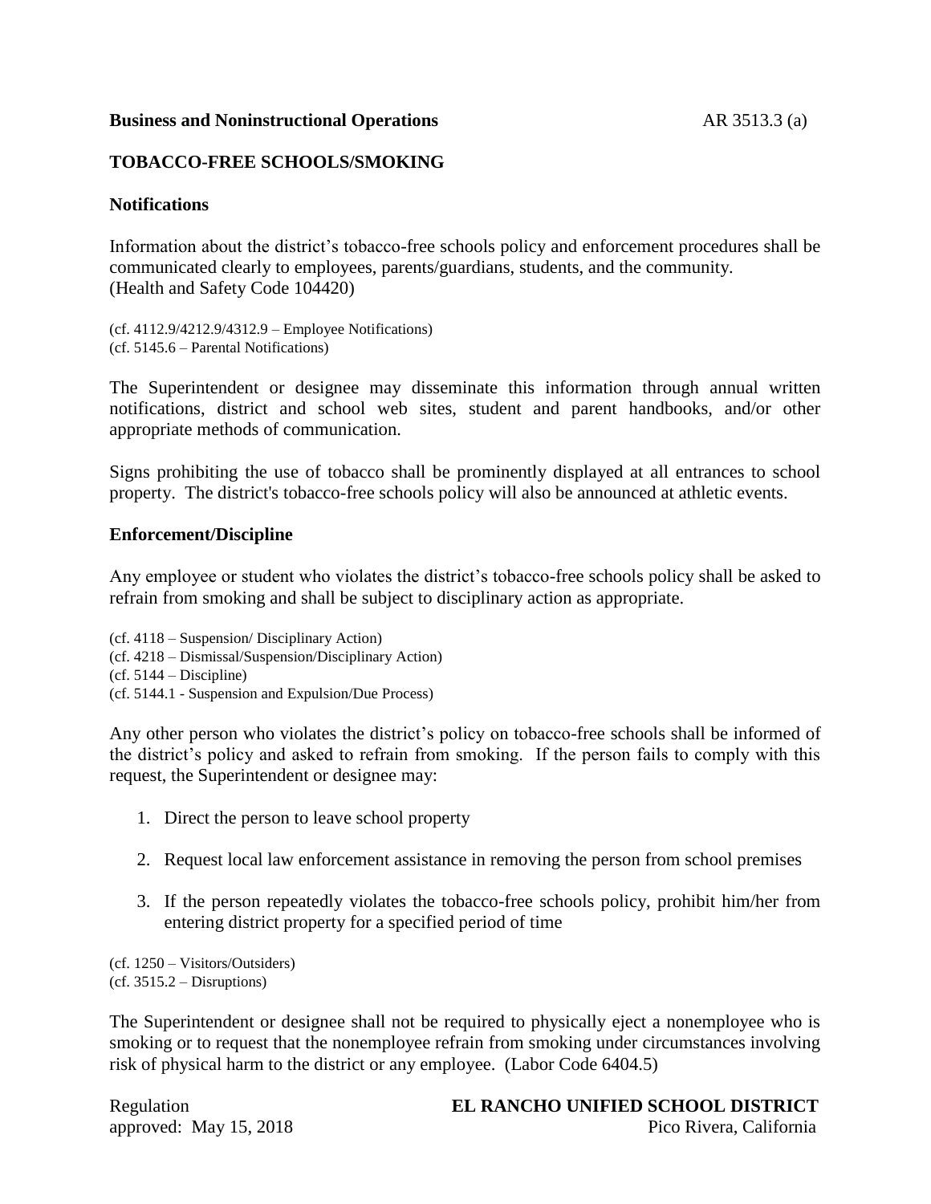**Business and Noninstructional Operations** AR 3513.3 (a)

## TOBACCO-FREE SCHOOLS/SMOKING

### Notifications

Information about the district's tobacco-free schools policy and enforcement procedures shall be communicated clearly to employees, parents/guardians, students, and the community.
(Health and Safety Code 104420)

(cf. 4112.9/4212.9/4312.9 – Employee Notifications)
(cf. 5145.6 – Parental Notifications)

The Superintendent or designee may disseminate this information through annual written notifications, district and school web sites, student and parent handbooks, and/or other appropriate methods of communication.

Signs prohibiting the use of tobacco shall be prominently displayed at all entrances to school property. The district's tobacco-free schools policy will also be announced at athletic events.

### Enforcement/Discipline

Any employee or student who violates the district's tobacco-free schools policy shall be asked to refrain from smoking and shall be subject to disciplinary action as appropriate.

(cf. 4118 – Suspension/ Disciplinary Action)
(cf. 4218 – Dismissal/Suspension/Disciplinary Action)
(cf. 5144 – Discipline)
(cf. 5144.1 - Suspension and Expulsion/Due Process)

Any other person who violates the district's policy on tobacco-free schools shall be informed of the district's policy and asked to refrain from smoking. If the person fails to comply with this request, the Superintendent or designee may:

1. Direct the person to leave school property

2. Request local law enforcement assistance in removing the person from school premises

3. If the person repeatedly violates the tobacco-free schools policy, prohibit him/her from entering district property for a specified period of time

(cf. 1250 – Visitors/Outsiders)
(cf. 3515.2 – Disruptions)

The Superintendent or designee shall not be required to physically eject a nonemployee who is smoking or to request that the nonemployee refrain from smoking under circumstances involving risk of physical harm to the district or any employee. (Labor Code 6404.5)

Regulation **EL RANCHO UNIFIED SCHOOL DISTRICT**
approved: May 15, 2018 Pico Rivera, California